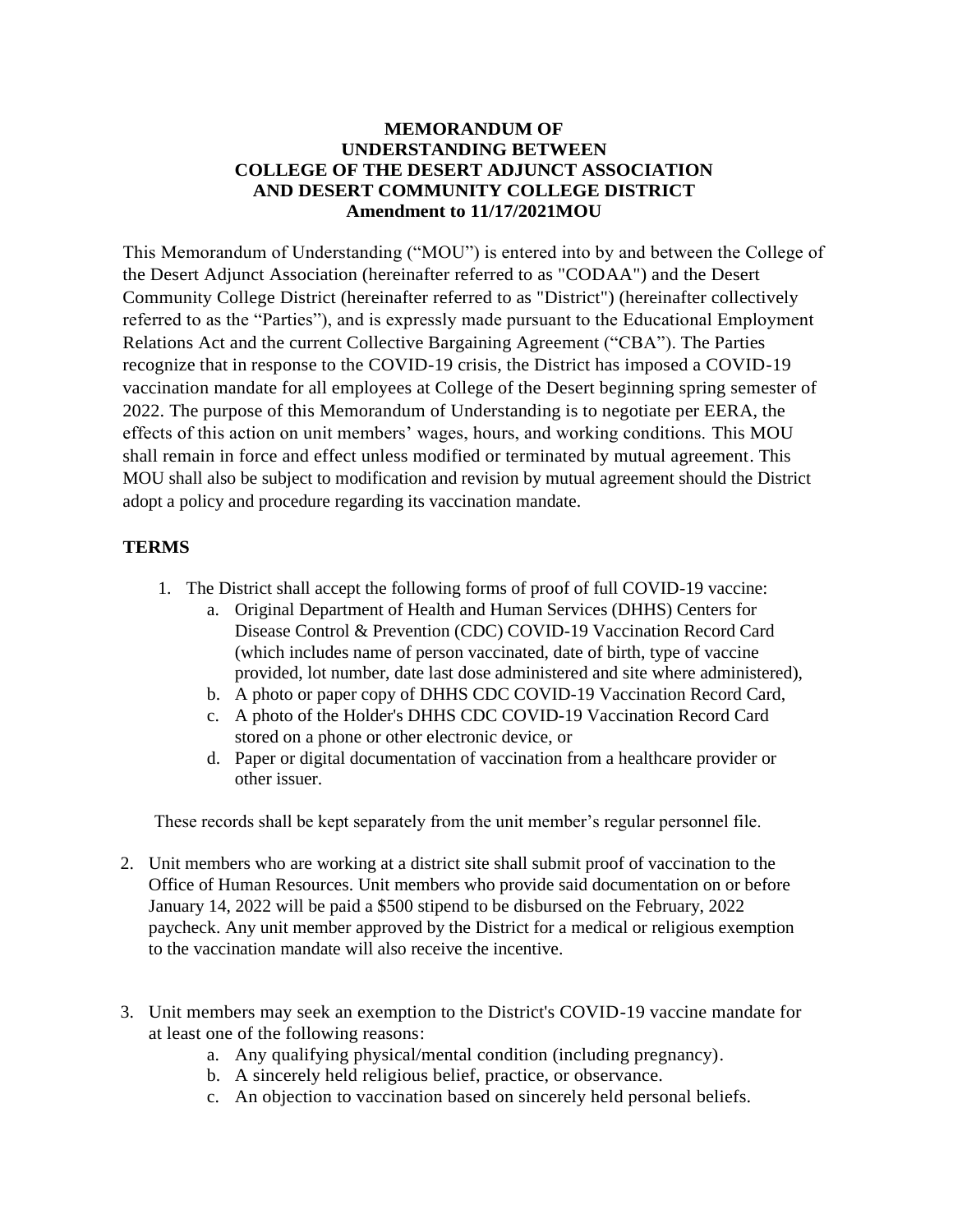**MEMORANDUM OF**
**UNDERSTANDING BETWEEN**
**COLLEGE OF THE DESERT ADJUNCT ASSOCIATION**
**AND DESERT COMMUNITY COLLEGE DISTRICT**
**Amendment to 11/17/2021MOU**

This Memorandum of Understanding ("MOU") is entered into by and between the College of the Desert Adjunct Association (hereinafter referred to as "CODAA") and the Desert Community College District (hereinafter referred to as "District") (hereinafter collectively referred to as the "Parties"), and is expressly made pursuant to the Educational Employment Relations Act and the current Collective Bargaining Agreement ("CBA"). The Parties recognize that in response to the COVID-19 crisis, the District has imposed a COVID-19 vaccination mandate for all employees at College of the Desert beginning spring semester of 2022. The purpose of this Memorandum of Understanding is to negotiate per EERA, the effects of this action on unit members' wages, hours, and working conditions. This MOU shall remain in force and effect unless modified or terminated by mutual agreement. This MOU shall also be subject to modification and revision by mutual agreement should the District adopt a policy and procedure regarding its vaccination mandate.

## TERMS

1. The District shall accept the following forms of proof of full COVID-19 vaccine:
   a. Original Department of Health and Human Services (DHHS) Centers for Disease Control & Prevention (CDC) COVID-19 Vaccination Record Card (which includes name of person vaccinated, date of birth, type of vaccine provided, lot number, date last dose administered and site where administered),
   b. A photo or paper copy of DHHS CDC COVID-19 Vaccination Record Card,
   c. A photo of the Holder's DHHS CDC COVID-19 Vaccination Record Card stored on a phone or other electronic device, or
   d. Paper or digital documentation of vaccination from a healthcare provider or other issuer.

   These records shall be kept separately from the unit member's regular personnel file.

2. Unit members who are working at a district site shall submit proof of vaccination to the Office of Human Resources. Unit members who provide said documentation on or before January 14, 2022 will be paid a $500 stipend to be disbursed on the February, 2022 paycheck. Any unit member approved by the District for a medical or religious exemption to the vaccination mandate will also receive the incentive.

3. Unit members may seek an exemption to the District's COVID-19 vaccine mandate for at least one of the following reasons:
   a. Any qualifying physical/mental condition (including pregnancy).
   b. A sincerely held religious belief, practice, or observance.
   c. An objection to vaccination based on sincerely held personal beliefs.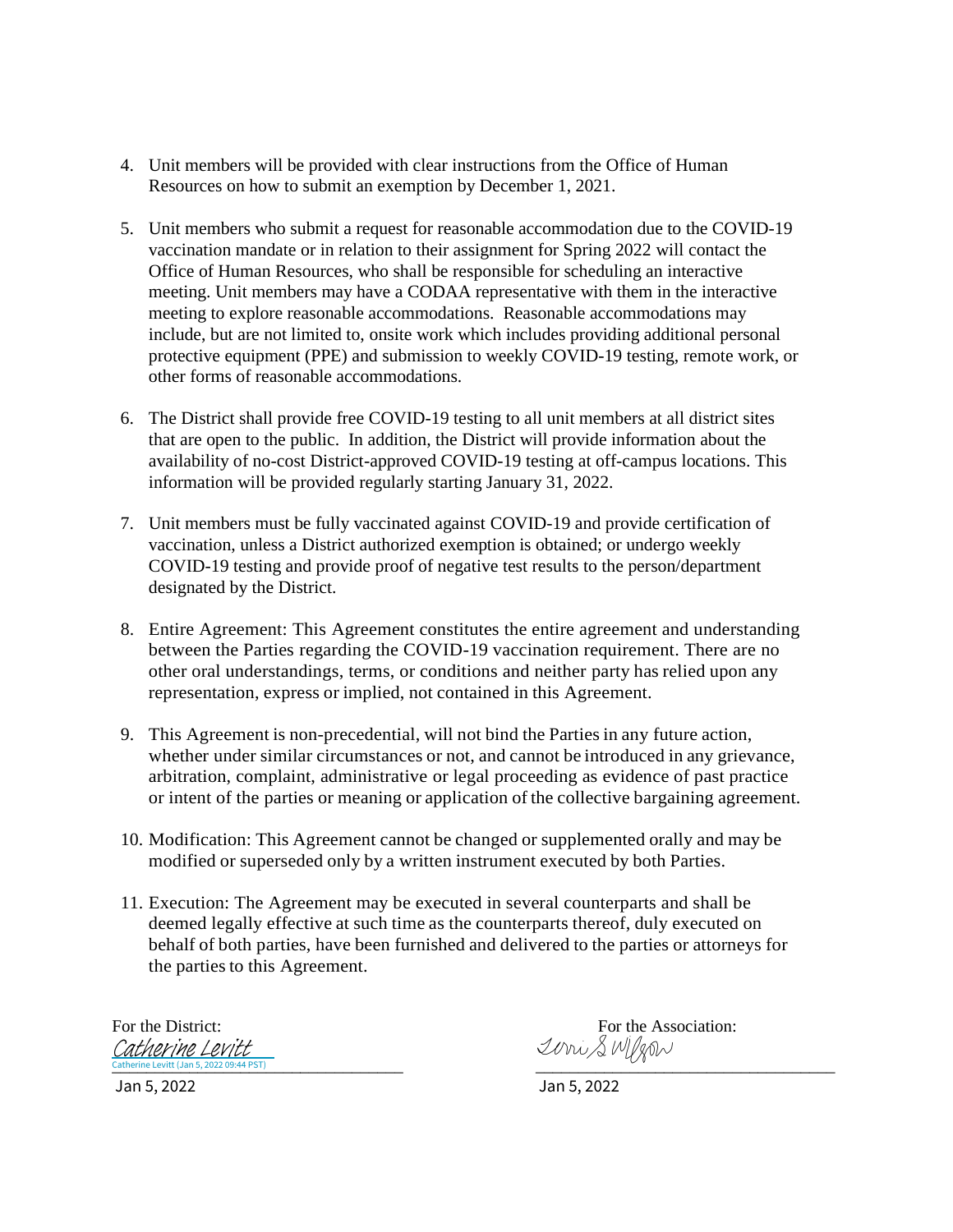4. Unit members will be provided with clear instructions from the Office of Human Resources on how to submit an exemption by December 1, 2021.

5. Unit members who submit a request for reasonable accommodation due to the COVID-19 vaccination mandate or in relation to their assignment for Spring 2022 will contact the Office of Human Resources, who shall be responsible for scheduling an interactive meeting. Unit members may have a CODAA representative with them in the interactive meeting to explore reasonable accommodations. Reasonable accommodations may include, but are not limited to, onsite work which includes providing additional personal protective equipment (PPE) and submission to weekly COVID-19 testing, remote work, or other forms of reasonable accommodations.

6. The District shall provide free COVID-19 testing to all unit members at all district sites that are open to the public. In addition, the District will provide information about the availability of no-cost District-approved COVID-19 testing at off-campus locations. This information will be provided regularly starting January 31, 2022.

7. Unit members must be fully vaccinated against COVID-19 and provide certification of vaccination, unless a District authorized exemption is obtained; or undergo weekly COVID-19 testing and provide proof of negative test results to the person/department designated by the District.

8. Entire Agreement: This Agreement constitutes the entire agreement and understanding between the Parties regarding the COVID-19 vaccination requirement. There are no other oral understandings, terms, or conditions and neither party has relied upon any representation, express or implied, not contained in this Agreement.

9. This Agreement is non-precedential, will not bind the Parties in any future action, whether under similar circumstances or not, and cannot be introduced in any grievance, arbitration, complaint, administrative or legal proceeding as evidence of past practice or intent of the parties or meaning or application of the collective bargaining agreement.

10. Modification: This Agreement cannot be changed or supplemented orally and may be modified or superseded only by a written instrument executed by both Parties.

11. Execution: The Agreement may be executed in several counterparts and shall be deemed legally effective at such time as the counterparts thereof, duly executed on behalf of both parties, have been furnished and delivered to the parties or attorneys for the parties to this Agreement.

For the District:
Catherine Levitt
Catherine Levitt (Jan 5, 2022 09:44 PST)
Jan 5, 2022

For the Association:
Lorri S Wilson
Jan 5, 2022